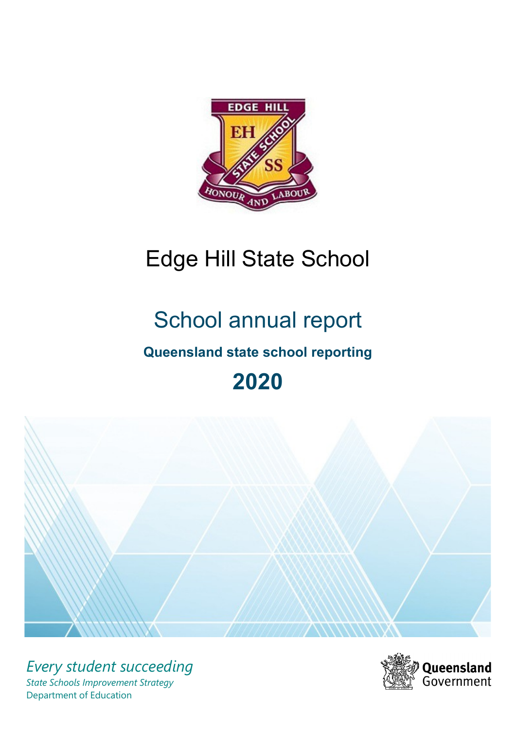# Edge Hill State School

## School annual report

**Queensland state school reporting**

## 2020

*Every student succeeding*

*State Schools Improvement Strategy*

Department of Education

Queensland Government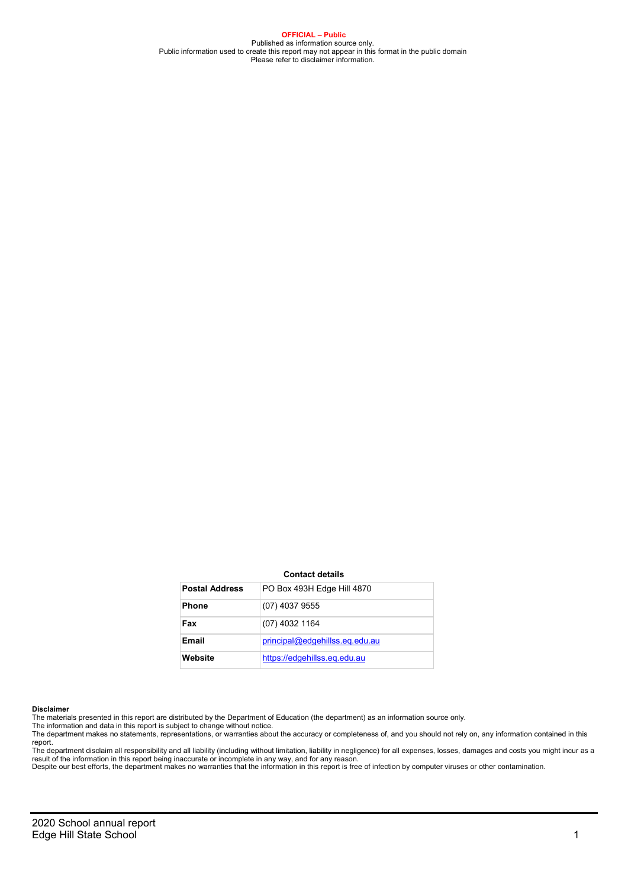**OFFICIAL – Public**
Published as information source only.
Public information used to create this report may not appear in this format in the public domain
Please refer to disclaimer information.

**Contact details**

| Postal Address | PO Box 493H Edge Hill 4870 |
| --- | --- |
| **Phone** | (07) 4037 9555 |
| **Fax** | (07) 4032 1164 |
| **Email** | principal@edgehillss.eq.edu.au |
| **Website** | https://edgehillss.eq.edu.au |

**Disclaimer**
The materials presented in this report are distributed by the Department of Education (the department) as an information source only.
The information and data in this report is subject to change without notice.
The department makes no statements, representations, or warranties about the accuracy or completeness of, and you should not rely on, any information contained in this report.
The department disclaim all responsibility and all liability (including without limitation, liability in negligence) for all expenses, losses, damages and costs you might incur as a result of the information in this report being inaccurate or incomplete in any way, and for any reason.
Despite our best efforts, the department makes no warranties that the information in this report is free of infection by computer viruses or other contamination.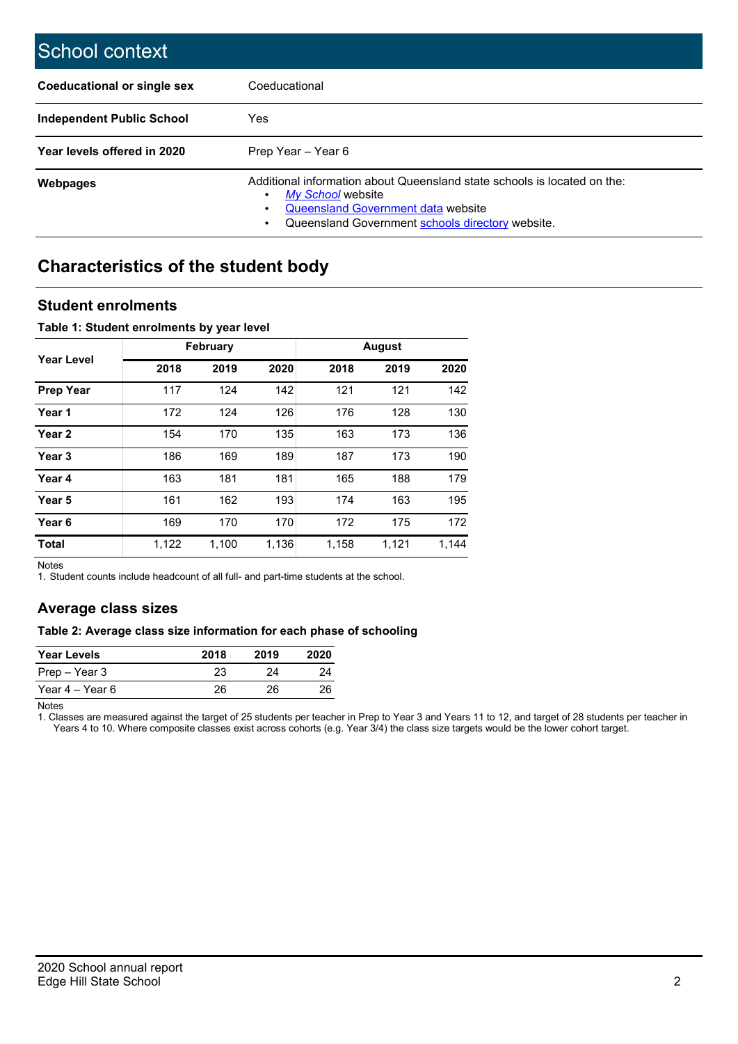# School context

| | |
|---|---|
| **Coeducational or single sex** | Coeducational |
| **Independent Public School** | Yes |
| **Year levels offered in 2020** | Prep Year – Year 6 |
| **Webpages** | Additional information about Queensland state schools is located on the: <br>• *My School* website <br>• Queensland Government data website <br>• Queensland Government schools directory website. |

## Characteristics of the student body

### Student enrolments

**Table 1: Student enrolments by year level**

| Year Level | February | | | August | | |
|---|---|---|---|---|---|---|
| | **2018** | **2019** | **2020** | **2018** | **2019** | **2020** |
| **Prep Year** | 117 | 124 | 142 | 121 | 121 | 142 |
| **Year 1** | 172 | 124 | 126 | 176 | 128 | 130 |
| **Year 2** | 154 | 170 | 135 | 163 | 173 | 136 |
| **Year 3** | 186 | 169 | 189 | 187 | 173 | 190 |
| **Year 4** | 163 | 181 | 181 | 165 | 188 | 179 |
| **Year 5** | 161 | 162 | 193 | 174 | 163 | 195 |
| **Year 6** | 169 | 170 | 170 | 172 | 175 | 172 |
| **Total** | 1,122 | 1,100 | 1,136 | 1,158 | 1,121 | 1,144 |

Notes

1. Student counts include headcount of all full- and part-time students at the school.

### Average class sizes

**Table 2: Average class size information for each phase of schooling**

| Year Levels | 2018 | 2019 | 2020 |
|---|---|---|---|
| Prep – Year 3 | 23 | 24 | 24 |
| Year 4 – Year 6 | 26 | 26 | 26 |

Notes

1. Classes are measured against the target of 25 students per teacher in Prep to Year 3 and Years 11 to 12, and target of 28 students per teacher in Years 4 to 10. Where composite classes exist across cohorts (e.g. Year 3/4) the class size targets would be the lower cohort target.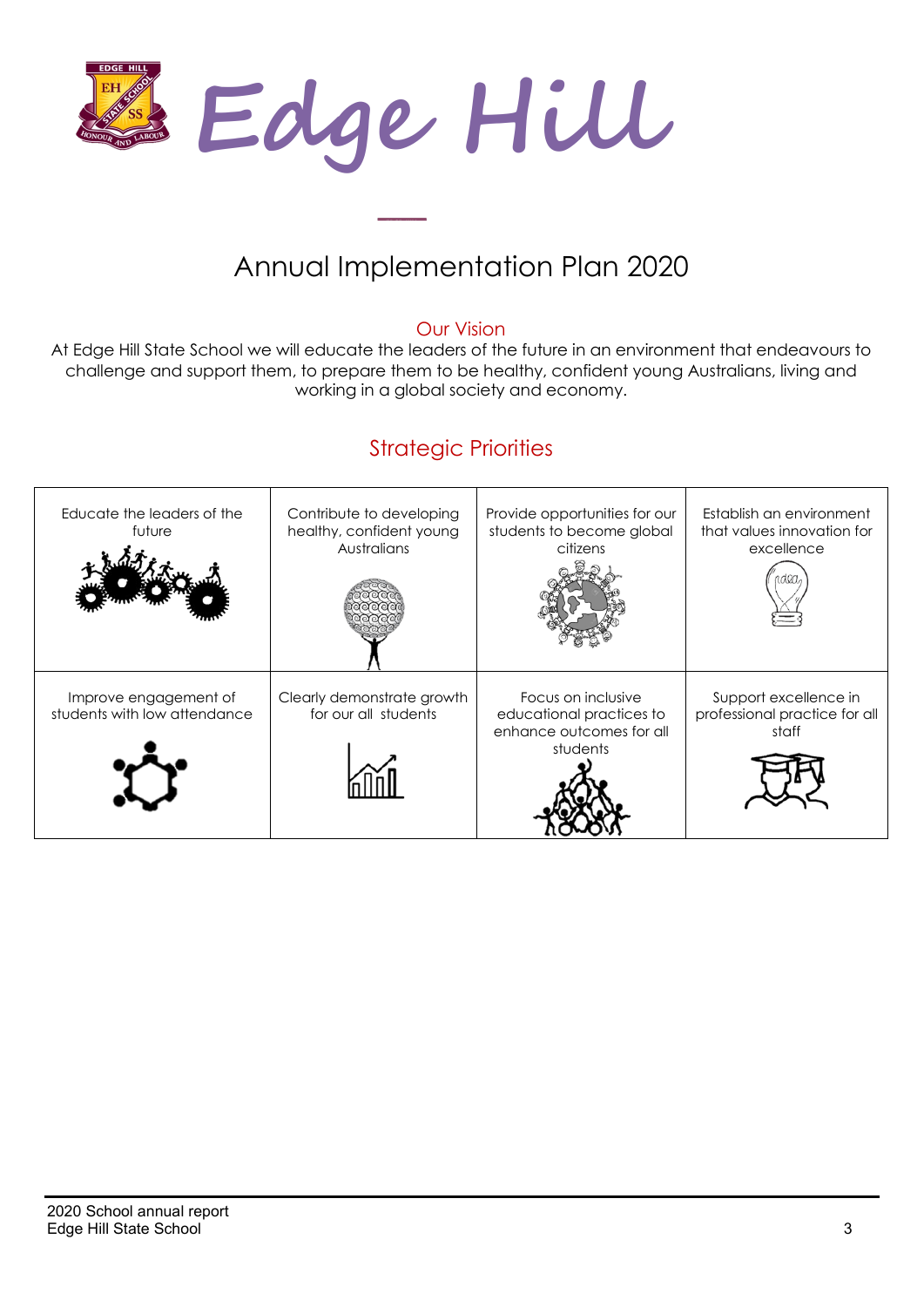# Edge Hill

## Annual Implementation Plan 2020

### Our Vision

At Edge Hill State School we will educate the leaders of the future in an environment that endeavours to challenge and support them, to prepare them to be healthy, confident young Australians, living and working in a global society and economy.

### Strategic Priorities

| | | | |
|---|---|---|---|
| Educate the leaders of the future | Contribute to developing healthy, confident young Australians | Provide opportunities for our students to become global citizens | Establish an environment that values innovation for excellence |
| Improve engagement of students with low attendance | Clearly demonstrate growth for our all students | Focus on inclusive educational practices to enhance outcomes for all students | Support excellence in professional practice for all staff |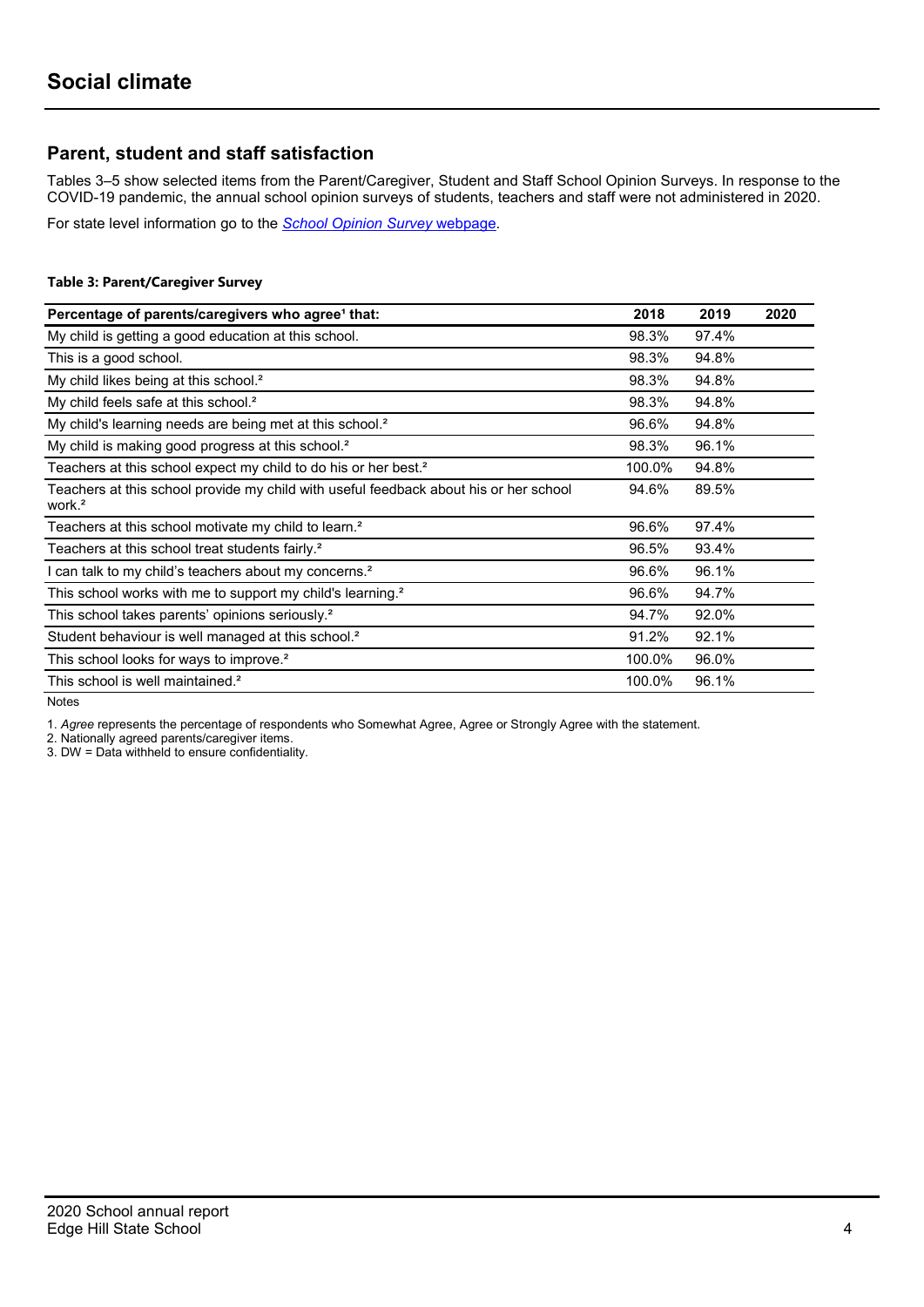# Social climate

## Parent, student and staff satisfaction

Tables 3–5 show selected items from the Parent/Caregiver, Student and Staff School Opinion Surveys. In response to the COVID-19 pandemic, the annual school opinion surveys of students, teachers and staff were not administered in 2020.

For state level information go to the *School Opinion Survey* webpage.

**Table 3: Parent/Caregiver Survey**

| Percentage of parents/caregivers who agree[1] that: | 2018 | 2019 | 2020 |
|---|---|---|---|
| My child is getting a good education at this school. | 98.3% | 97.4% | |
| This is a good school. | 98.3% | 94.8% | |
| My child likes being at this school.[2] | 98.3% | 94.8% | |
| My child feels safe at this school.[2] | 98.3% | 94.8% | |
| My child's learning needs are being met at this school.[2] | 96.6% | 94.8% | |
| My child is making good progress at this school.[2] | 98.3% | 96.1% | |
| Teachers at this school expect my child to do his or her best.[2] | 100.0% | 94.8% | |
| Teachers at this school provide my child with useful feedback about his or her school work.[2] | 94.6% | 89.5% | |
| Teachers at this school motivate my child to learn.[2] | 96.6% | 97.4% | |
| Teachers at this school treat students fairly.[2] | 96.5% | 93.4% | |
| I can talk to my child's teachers about my concerns.[2] | 96.6% | 96.1% | |
| This school works with me to support my child's learning.[2] | 96.6% | 94.7% | |
| This school takes parents' opinions seriously.[2] | 94.7% | 92.0% | |
| Student behaviour is well managed at this school.[2] | 91.2% | 92.1% | |
| This school looks for ways to improve.[2] | 100.0% | 96.0% | |
| This school is well maintained.[2] | 100.0% | 96.1% | |

Notes

1. *Agree* represents the percentage of respondents who Somewhat Agree, Agree or Strongly Agree with the statement.
2. Nationally agreed parents/caregiver items.
3. DW = Data withheld to ensure confidentiality.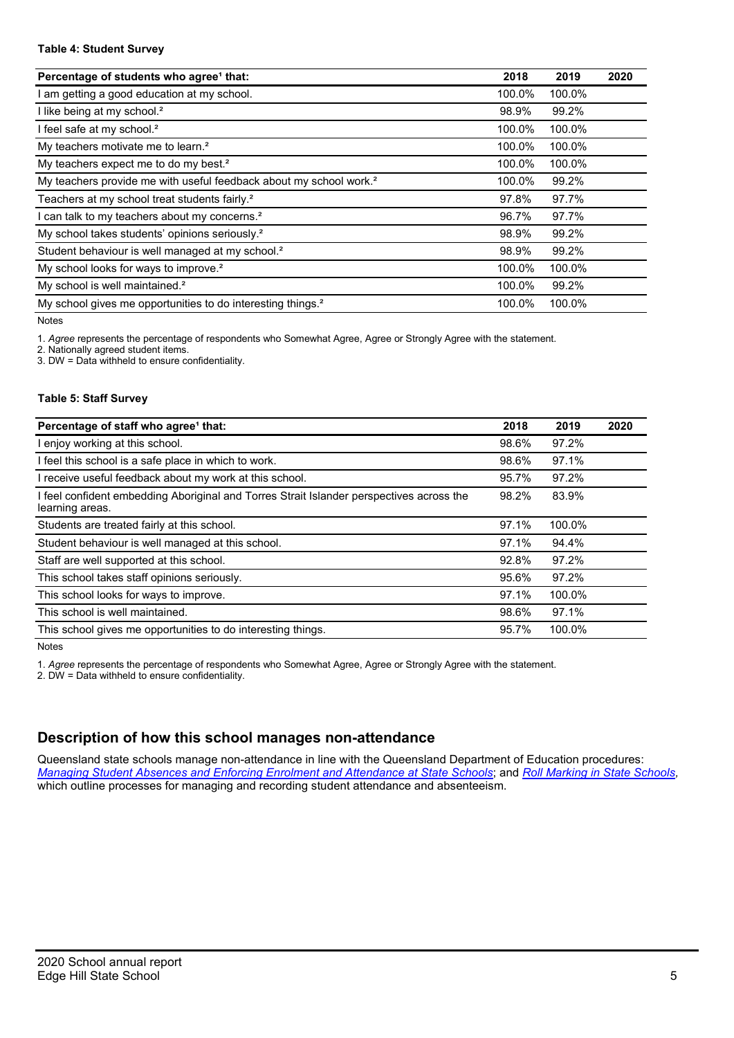#### Table 4: Student Survey

| Percentage of students who agree[1] that: | 2018 | 2019 | 2020 |
|---|---|---|---|
| I am getting a good education at my school. | 100.0% | 100.0% | |
| I like being at my school.[2] | 98.9% | 99.2% | |
| I feel safe at my school.[2] | 100.0% | 100.0% | |
| My teachers motivate me to learn.[2] | 100.0% | 100.0% | |
| My teachers expect me to do my best.[2] | 100.0% | 100.0% | |
| My teachers provide me with useful feedback about my school work.[2] | 100.0% | 99.2% | |
| Teachers at my school treat students fairly.[2] | 97.8% | 97.7% | |
| I can talk to my teachers about my concerns.[2] | 96.7% | 97.7% | |
| My school takes students' opinions seriously.[2] | 98.9% | 99.2% | |
| Student behaviour is well managed at my school.[2] | 98.9% | 99.2% | |
| My school looks for ways to improve.[2] | 100.0% | 100.0% | |
| My school is well maintained.[2] | 100.0% | 99.2% | |
| My school gives me opportunities to do interesting things.[2] | 100.0% | 100.0% | |

Notes

1. *Agree* represents the percentage of respondents who Somewhat Agree, Agree or Strongly Agree with the statement.
2. Nationally agreed student items.
3. DW = Data withheld to ensure confidentiality.

#### Table 5: Staff Survey

| Percentage of staff who agree[1] that: | 2018 | 2019 | 2020 |
|---|---|---|---|
| I enjoy working at this school. | 98.6% | 97.2% | |
| I feel this school is a safe place in which to work. | 98.6% | 97.1% | |
| I receive useful feedback about my work at this school. | 95.7% | 97.2% | |
| I feel confident embedding Aboriginal and Torres Strait Islander perspectives across the learning areas. | 98.2% | 83.9% | |
| Students are treated fairly at this school. | 97.1% | 100.0% | |
| Student behaviour is well managed at this school. | 97.1% | 94.4% | |
| Staff are well supported at this school. | 92.8% | 97.2% | |
| This school takes staff opinions seriously. | 95.6% | 97.2% | |
| This school looks for ways to improve. | 97.1% | 100.0% | |
| This school is well maintained. | 98.6% | 97.1% | |
| This school gives me opportunities to do interesting things. | 95.7% | 100.0% | |

Notes

1. *Agree* represents the percentage of respondents who Somewhat Agree, Agree or Strongly Agree with the statement.
2. DW = Data withheld to ensure confidentiality.

## Description of how this school manages non-attendance

Queensland state schools manage non-attendance in line with the Queensland Department of Education procedures: *Managing Student Absences and Enforcing Enrolment and Attendance at State Schools*; and *Roll Marking in State Schools*, which outline processes for managing and recording student attendance and absenteeism.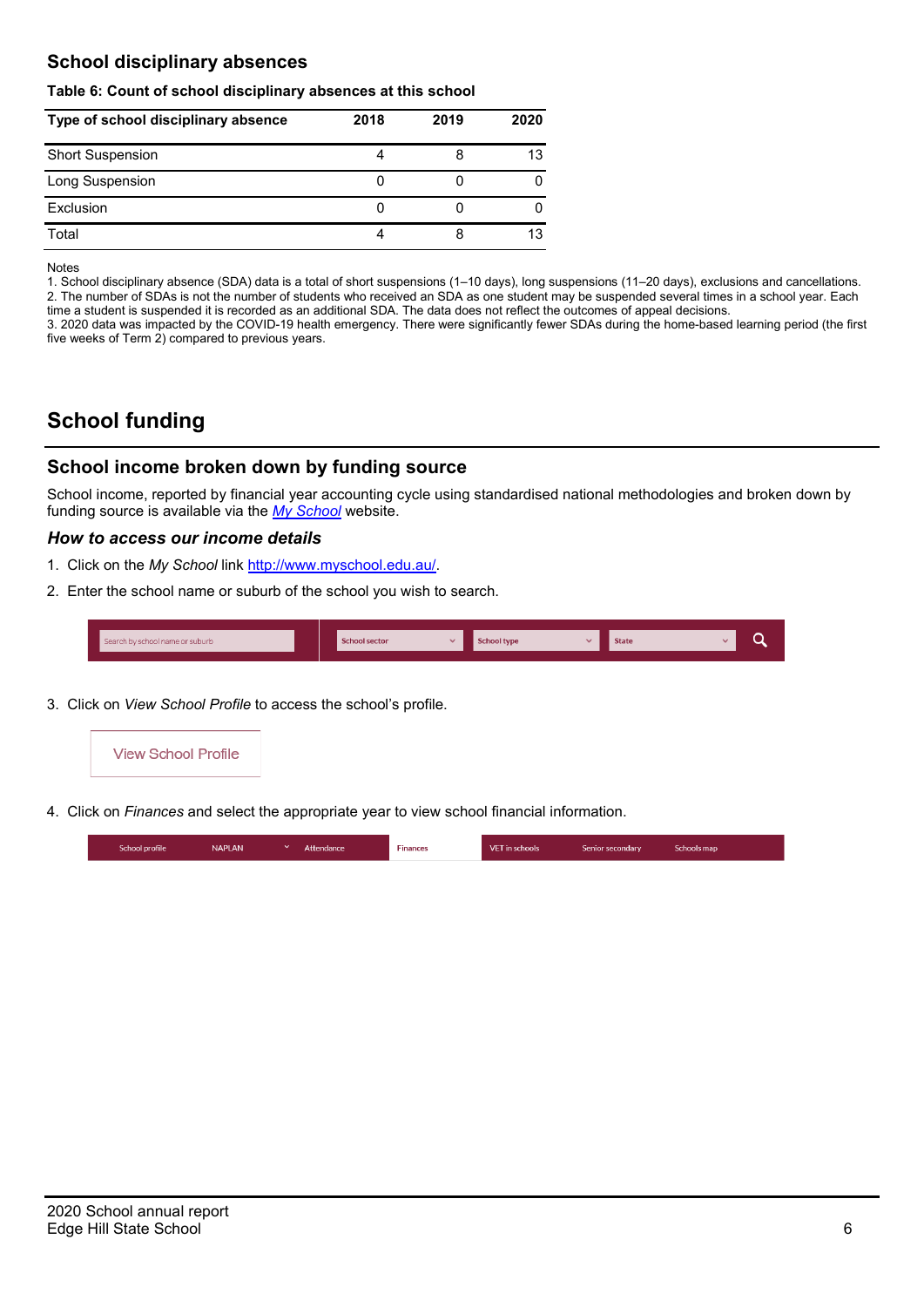## School disciplinary absences

**Table 6: Count of school disciplinary absences at this school**

| Type of school disciplinary absence | 2018 | 2019 | 2020 |
|---|---|---|---|
| Short Suspension | 4 | 8 | 13 |
| Long Suspension | 0 | 0 | 0 |
| Exclusion | 0 | 0 | 0 |
| Total | 4 | 8 | 13 |

Notes
1. School disciplinary absence (SDA) data is a total of short suspensions (1–10 days), long suspensions (11–20 days), exclusions and cancellations.
2. The number of SDAs is not the number of students who received an SDA as one student may be suspended several times in a school year. Each time a student is suspended it is recorded as an additional SDA. The data does not reflect the outcomes of appeal decisions.
3. 2020 data was impacted by the COVID-19 health emergency. There were significantly fewer SDAs during the home-based learning period (the first five weeks of Term 2) compared to previous years.

# School funding

## School income broken down by funding source

School income, reported by financial year accounting cycle using standardised national methodologies and broken down by funding source is available via the *My School* website.

### *How to access our income details*

1. Click on the *My School* link http://www.myschool.edu.au/.
2. Enter the school name or suburb of the school you wish to search.

Search by school name or suburb | School sector | School type | State

3. Click on *View School Profile* to access the school's profile.

View School Profile

4. Click on *Finances* and select the appropriate year to view school financial information.

School profile | NAPLAN | Attendance | Finances | VET in schools | Senior secondary | Schools map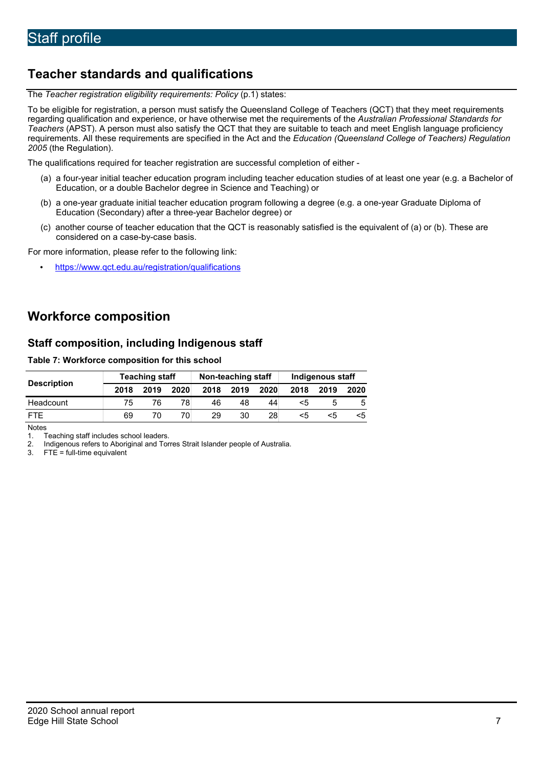# Staff profile

## Teacher standards and qualifications

The *Teacher registration eligibility requirements: Policy* (p.1) states:

To be eligible for registration, a person must satisfy the Queensland College of Teachers (QCT) that they meet requirements regarding qualification and experience, or have otherwise met the requirements of the *Australian Professional Standards for Teachers* (APST). A person must also satisfy the QCT that they are suitable to teach and meet English language proficiency requirements. All these requirements are specified in the Act and the *Education (Queensland College of Teachers) Regulation 2005* (the Regulation).

The qualifications required for teacher registration are successful completion of either -

(a) a four-year initial teacher education program including teacher education studies of at least one year (e.g. a Bachelor of Education, or a double Bachelor degree in Science and Teaching) or

(b) a one-year graduate initial teacher education program following a degree (e.g. a one-year Graduate Diploma of Education (Secondary) after a three-year Bachelor degree) or

(c) another course of teacher education that the QCT is reasonably satisfied is the equivalent of (a) or (b). These are considered on a case-by-case basis.

For more information, please refer to the following link:

- https://www.qct.edu.au/registration/qualifications

## Workforce composition

### Staff composition, including Indigenous staff

**Table 7: Workforce composition for this school**

| Description | Teaching staff | | | Non-teaching staff | | | Indigenous staff | | |
|---|---|---|---|---|---|---|---|---|---|
| | 2018 | 2019 | 2020 | 2018 | 2019 | 2020 | 2018 | 2019 | 2020 |
| Headcount | 75 | 76 | 78 | 46 | 48 | 44 | <5 | 5 | 5 |
| FTE | 69 | 70 | 70 | 29 | 30 | 28 | <5 | <5 | <5 |

Notes

1. Teaching staff includes school leaders.
2. Indigenous refers to Aboriginal and Torres Strait Islander people of Australia.
3. FTE = full-time equivalent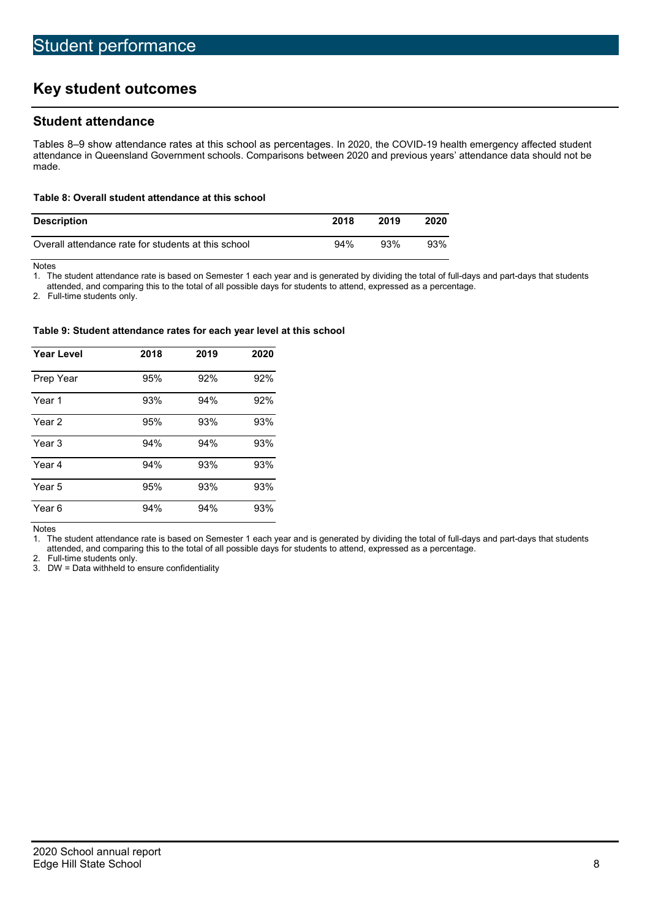# Student performance

## Key student outcomes

### Student attendance

Tables 8–9 show attendance rates at this school as percentages. In 2020, the COVID-19 health emergency affected student attendance in Queensland Government schools. Comparisons between 2020 and previous years' attendance data should not be made.

**Table 8: Overall student attendance at this school**

| Description | 2018 | 2019 | 2020 |
|---|---|---|---|
| Overall attendance rate for students at this school | 94% | 93% | 93% |

Notes

1. The student attendance rate is based on Semester 1 each year and is generated by dividing the total of full-days and part-days that students attended, and comparing this to the total of all possible days for students to attend, expressed as a percentage.
2. Full-time students only.

**Table 9: Student attendance rates for each year level at this school**

| Year Level | 2018 | 2019 | 2020 |
|---|---|---|---|
| Prep Year | 95% | 92% | 92% |
| Year 1 | 93% | 94% | 92% |
| Year 2 | 95% | 93% | 93% |
| Year 3 | 94% | 94% | 93% |
| Year 4 | 94% | 93% | 93% |
| Year 5 | 95% | 93% | 93% |
| Year 6 | 94% | 94% | 93% |

Notes

1. The student attendance rate is based on Semester 1 each year and is generated by dividing the total of full-days and part-days that students attended, and comparing this to the total of all possible days for students to attend, expressed as a percentage.
2. Full-time students only.
3. DW = Data withheld to ensure confidentiality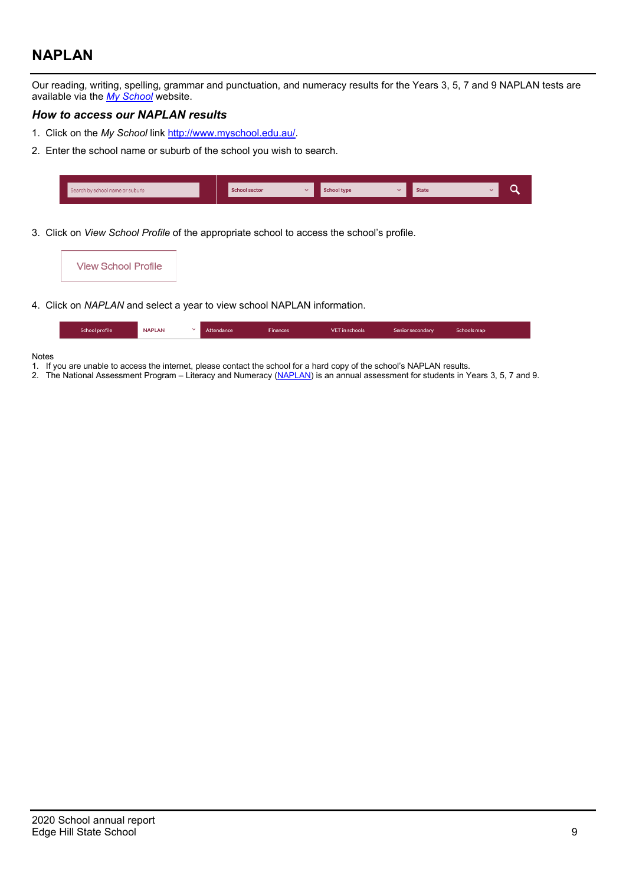## NAPLAN

Our reading, writing, spelling, grammar and punctuation, and numeracy results for the Years 3, 5, 7 and 9 NAPLAN tests are available via the *My School* website.

### *How to access our NAPLAN results*

1. Click on the *My School* link http://www.myschool.edu.au/.
2. Enter the school name or suburb of the school you wish to search.

Search by school name or suburb | School sector | School type | State

3. Click on *View School Profile* of the appropriate school to access the school's profile.

View School Profile

4. Click on *NAPLAN* and select a year to view school NAPLAN information.

School profile | NAPLAN | Attendance | Finances | VET in schools | Senior secondary | Schools map

Notes

1. If you are unable to access the internet, please contact the school for a hard copy of the school's NAPLAN results.
2. The National Assessment Program – Literacy and Numeracy (NAPLAN) is an annual assessment for students in Years 3, 5, 7 and 9.